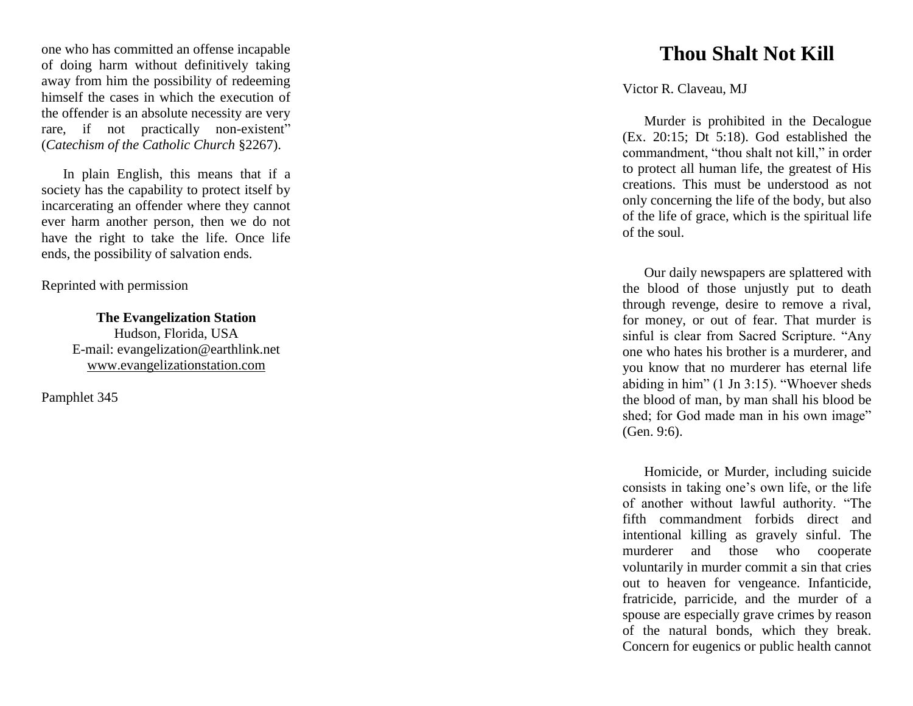one who has committed an offense incapable of doing harm without definitively taking away from him the possibility of redeeming himself the cases in which the execution of the offender is an absolute necessity are very rare, if not practically non-existent" (*Catechism of the Catholic Church* §2267).

In plain English, this means that if a society has the capability to protect itself by incarcerating an offender where they cannot ever harm another person, then we do not have the right to take the life. Once life ends, the possibility of salvation ends.

Reprinted with permission

**The Evangelization Station**
Hudson, Florida, USA
E-mail: evangelization@earthlink.net
www.evangelizationstation.com

Pamphlet 345

# Thou Shalt Not Kill

Victor R. Claveau, MJ

Murder is prohibited in the Decalogue (Ex. 20:15; Dt 5:18). God established the commandment, "thou shalt not kill," in order to protect all human life, the greatest of His creations. This must be understood as not only concerning the life of the body, but also of the life of grace, which is the spiritual life of the soul.

Our daily newspapers are splattered with the blood of those unjustly put to death through revenge, desire to remove a rival, for money, or out of fear. That murder is sinful is clear from Sacred Scripture. "Any one who hates his brother is a murderer, and you know that no murderer has eternal life abiding in him" (1 Jn 3:15). "Whoever sheds the blood of man, by man shall his blood be shed; for God made man in his own image" (Gen. 9:6).

Homicide, or Murder, including suicide consists in taking one's own life, or the life of another without lawful authority. "The fifth commandment forbids direct and intentional killing as gravely sinful. The murderer and those who cooperate voluntarily in murder commit a sin that cries out to heaven for vengeance. Infanticide, fratricide, parricide, and the murder of a spouse are especially grave crimes by reason of the natural bonds, which they break. Concern for eugenics or public health cannot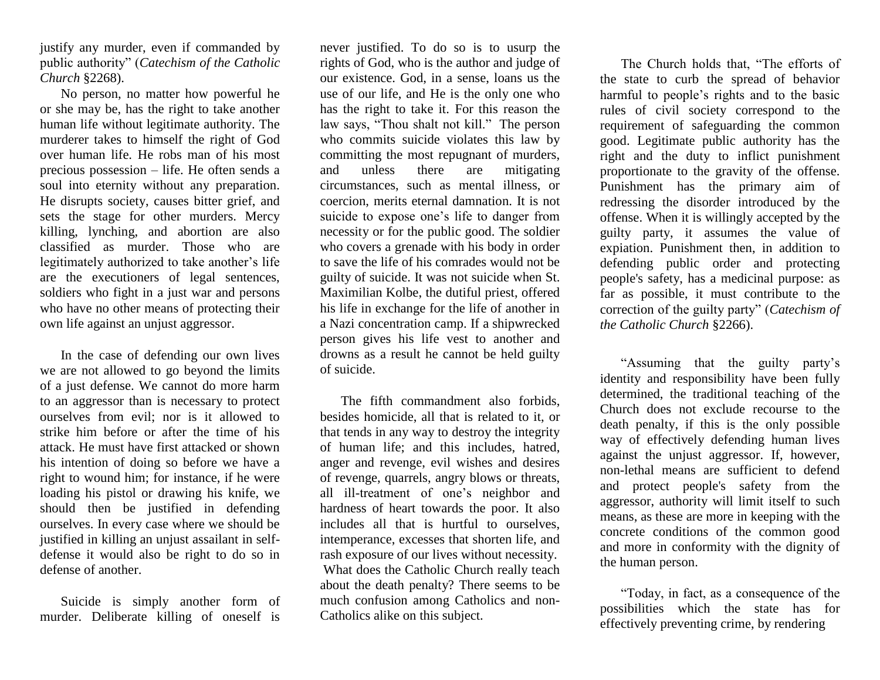justify any murder, even if commanded by public authority" (*Catechism of the Catholic Church* §2268).

No person, no matter how powerful he or she may be, has the right to take another human life without legitimate authority. The murderer takes to himself the right of God over human life. He robs man of his most precious possession – life. He often sends a soul into eternity without any preparation. He disrupts society, causes bitter grief, and sets the stage for other murders. Mercy killing, lynching, and abortion are also classified as murder. Those who are legitimately authorized to take another's life are the executioners of legal sentences, soldiers who fight in a just war and persons who have no other means of protecting their own life against an unjust aggressor.

In the case of defending our own lives we are not allowed to go beyond the limits of a just defense. We cannot do more harm to an aggressor than is necessary to protect ourselves from evil; nor is it allowed to strike him before or after the time of his attack. He must have first attacked or shown his intention of doing so before we have a right to wound him; for instance, if he were loading his pistol or drawing his knife, we should then be justified in defending ourselves. In every case where we should be justified in killing an unjust assailant in self-defense it would also be right to do so in defense of another.

Suicide is simply another form of murder. Deliberate killing of oneself is never justified. To do so is to usurp the rights of God, who is the author and judge of our existence. God, in a sense, loans us the use of our life, and He is the only one who has the right to take it. For this reason the law says, "Thou shalt not kill." The person who commits suicide violates this law by committing the most repugnant of murders, and unless there are mitigating circumstances, such as mental illness, or coercion, merits eternal damnation. It is not suicide to expose one's life to danger from necessity or for the public good. The soldier who covers a grenade with his body in order to save the life of his comrades would not be guilty of suicide. It was not suicide when St. Maximilian Kolbe, the dutiful priest, offered his life in exchange for the life of another in a Nazi concentration camp. If a shipwrecked person gives his life vest to another and drowns as a result he cannot be held guilty of suicide.

The fifth commandment also forbids, besides homicide, all that is related to it, or that tends in any way to destroy the integrity of human life; and this includes, hatred, anger and revenge, evil wishes and desires of revenge, quarrels, angry blows or threats, all ill-treatment of one's neighbor and hardness of heart towards the poor. It also includes all that is hurtful to ourselves, intemperance, excesses that shorten life, and rash exposure of our lives without necessity. What does the Catholic Church really teach about the death penalty? There seems to be much confusion among Catholics and non-Catholics alike on this subject.

The Church holds that, "The efforts of the state to curb the spread of behavior harmful to people's rights and to the basic rules of civil society correspond to the requirement of safeguarding the common good. Legitimate public authority has the right and the duty to inflict punishment proportionate to the gravity of the offense. Punishment has the primary aim of redressing the disorder introduced by the offense. When it is willingly accepted by the guilty party, it assumes the value of expiation. Punishment then, in addition to defending public order and protecting people's safety, has a medicinal purpose: as far as possible, it must contribute to the correction of the guilty party" (*Catechism of the Catholic Church* §2266).

"Assuming that the guilty party's identity and responsibility have been fully determined, the traditional teaching of the Church does not exclude recourse to the death penalty, if this is the only possible way of effectively defending human lives against the unjust aggressor. If, however, non-lethal means are sufficient to defend and protect people's safety from the aggressor, authority will limit itself to such means, as these are more in keeping with the concrete conditions of the common good and more in conformity with the dignity of the human person.

"Today, in fact, as a consequence of the possibilities which the state has for effectively preventing crime, by rendering